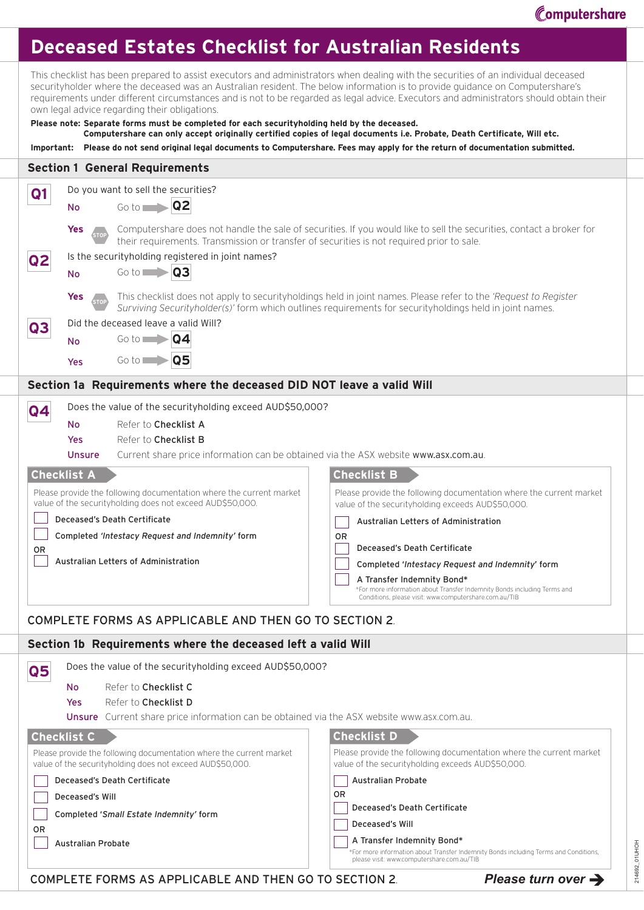Computershare

# Deceased Estates Checklist for Australian Residents

This checklist has been prepared to assist executors and administrators when dealing with the securities of an individual deceased securityholder where the deceased was an Australian resident. The below information is to provide guidance on Computershare's requirements under different circumstances and is not to be regarded as legal advice. Executors and administrators should obtain their own legal advice regarding their obligations.

**Please note: Separate forms must be completed for each securityholding held by the deceased.**
**Computershare can only accept originally certified copies of legal documents i.e. Probate, Death Certificate, Will etc.**

**Important: Please do not send original legal documents to Computershare. Fees may apply for the return of documentation submitted.**

## Section 1 General Requirements

**Q1** Do you want to sell the securities?

- **No** Go to **Q2**
- **Yes** STOP Computershare does not handle the sale of securities. If you would like to sell the securities, contact a broker for their requirements. Transmission or transfer of securities is not required prior to sale.

**Q2** Is the securityholding registered in joint names?

- **No** Go to **Q3**
- **Yes** STOP This checklist does not apply to securityholdings held in joint names. Please refer to the *'Request to Register Surviving Securityholder(s)'* form which outlines requirements for securityholdings held in joint names.

**Q3** Did the deceased leave a valid Will?

- **No** Go to **Q4**
- **Yes** Go to **Q5**

## Section 1a Requirements where the deceased DID NOT leave a valid Will

**Q4** Does the value of the securityholding exceed AUD$50,000?

- **No** Refer to **Checklist A**
- **Yes** Refer to **Checklist B**
- **Unsure** Current share price information can be obtained via the ASX website www.asx.com.au.

### Checklist A

Please provide the following documentation where the current market value of the securityholding does not exceed AUD$50,000.

- ☐ Deceased's Death Certificate
- ☐ Completed *'Intestacy Request and Indemnity'* form

OR

- ☐ Australian Letters of Administration

### Checklist B

Please provide the following documentation where the current market value of the securityholding exceeds AUD$50,000.

- ☐ Australian Letters of Administration

OR

- ☐ Deceased's Death Certificate
- ☐ Completed '*Intestacy Request and Indemnity*' form
- ☐ A Transfer Indemnity Bond*

*For more information about Transfer Indemnity Bonds including Terms and Conditions, please visit: www.computershare.com.au/TIB

COMPLETE FORMS AS APPLICABLE AND THEN GO TO SECTION 2.

## Section 1b Requirements where the deceased left a valid Will

**Q5** Does the value of the securityholding exceed AUD$50,000?

- **No** Refer to **Checklist C**
- **Yes** Refer to **Checklist D**
- **Unsure** Current share price information can be obtained via the ASX website www.asx.com.au.

### Checklist C

Please provide the following documentation where the current market value of the securityholding does not exceed AUD$50,000.

- ☐ Deceased's Death Certificate
- ☐ Deceased's Will
- ☐ Completed '*Small Estate Indemnity*' form

OR

- ☐ Australian Probate

### Checklist D

Please provide the following documentation where the current market value of the securityholding exceeds AUD$50,000.

- ☐ Australian Probate

OR

- ☐ Deceased's Death Certificate
- ☐ Deceased's Will
- ☐ A Transfer Indemnity Bond*

*For more information about Transfer Indemnity Bonds including Terms and Conditions, please visit: www.computershare.com.au/TIB

COMPLETE FORMS AS APPLICABLE AND THEN GO TO SECTION 2.

***Please turn over →***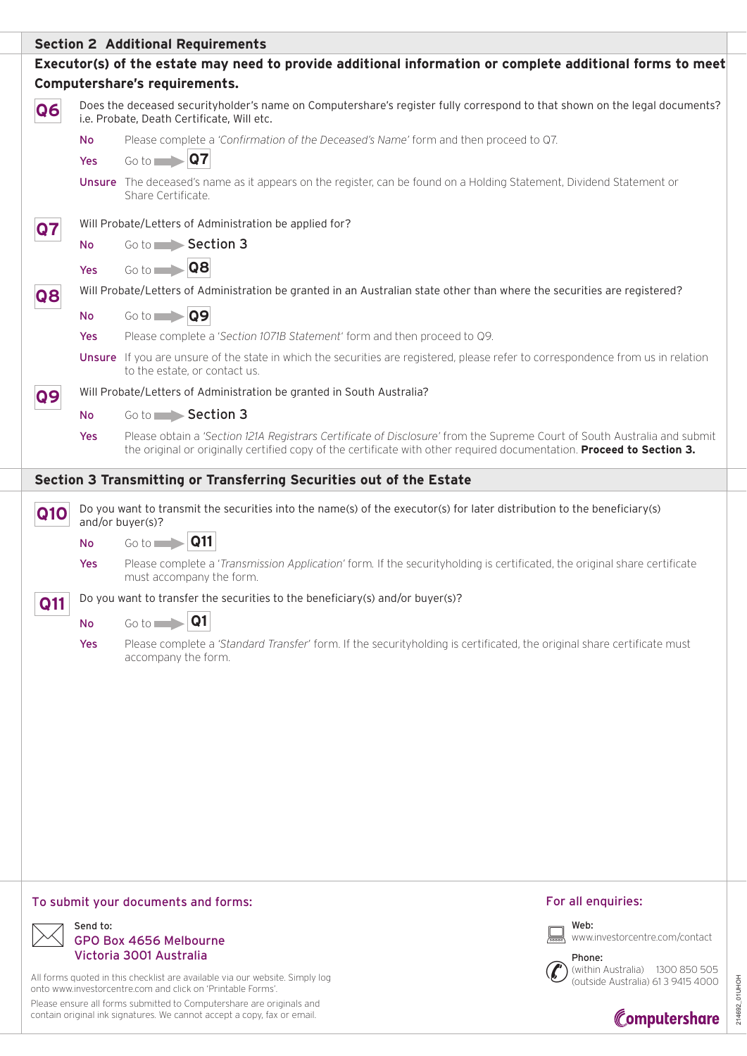## Section 2 Additional Requirements

**Executor(s) of the estate may need to provide additional information or complete additional forms to meet Computershare's requirements.**

**Q6** Does the deceased securityholder's name on Computershare's register fully correspond to that shown on the legal documents? i.e. Probate, Death Certificate, Will etc.

- **No** Please complete a *'Confirmation of the Deceased's Name'* form and then proceed to Q7.
- **Yes** Go to **Q7**
- **Unsure** The deceased's name as it appears on the register, can be found on a Holding Statement, Dividend Statement or Share Certificate.

**Q7** Will Probate/Letters of Administration be applied for?

- **No** Go to Section 3
- **Yes** Go to **Q8**

**Q8** Will Probate/Letters of Administration be granted in an Australian state other than where the securities are registered?

- **No** Go to **Q9**
- **Yes** Please complete a *'Section 1071B Statement'* form and then proceed to Q9.
- **Unsure** If you are unsure of the state in which the securities are registered, please refer to correspondence from us in relation to the estate, or contact us.

**Q9** Will Probate/Letters of Administration be granted in South Australia?

- **No** Go to Section 3
- **Yes** Please obtain a *'Section 121A Registrars Certificate of Disclosure'* from the Supreme Court of South Australia and submit the original or originally certified copy of the certificate with other required documentation. **Proceed to Section 3.**

## Section 3 Transmitting or Transferring Securities out of the Estate

**Q10** Do you want to transmit the securities into the name(s) of the executor(s) for later distribution to the beneficiary(s) and/or buyer(s)?

- **No** Go to **Q11**
- **Yes** Please complete a *'Transmission Application'* form. If the securityholding is certificated, the original share certificate must accompany the form.

**Q11** Do you want to transfer the securities to the beneficiary(s) and/or buyer(s)?

- **No** Go to **Q1**
- **Yes** Please complete a *'Standard Transfer'* form. If the securityholding is certificated, the original share certificate must accompany the form.

### To submit your documents and forms:

Send to:
GPO Box 4656 Melbourne
Victoria 3001 Australia

All forms quoted in this checklist are available via our website. Simply log onto www.investorcentre.com and click on 'Printable Forms'.

Please ensure all forms submitted to Computershare are originals and contain original ink signatures. We cannot accept a copy, fax or email.

### For all enquiries:

**Web:**
www.investorcentre.com/contact

**Phone:**
(within Australia) 1300 850 505
(outside Australia) 61 3 9415 4000

Computershare

214692_01UHOH